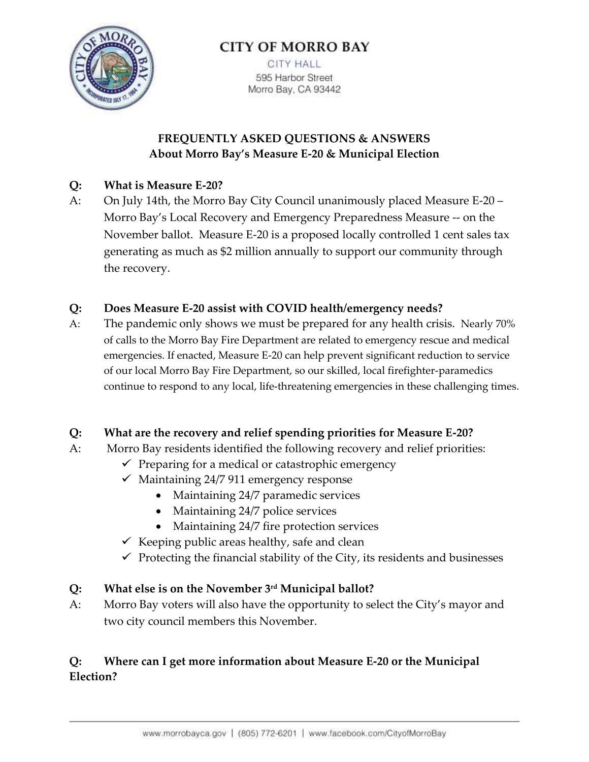# CITY OF MORRO BAY

CITY HALL
595 Harbor Street
Morro Bay, CA 93442

## FREQUENTLY ASKED QUESTIONS & ANSWERS
## About Morro Bay's Measure E-20 & Municipal Election

**Q: What is Measure E-20?**

A: On July 14th, the Morro Bay City Council unanimously placed Measure E-20 – Morro Bay's Local Recovery and Emergency Preparedness Measure -- on the November ballot. Measure E-20 is a proposed locally controlled 1 cent sales tax generating as much as $2 million annually to support our community through the recovery.

**Q: Does Measure E-20 assist with COVID health/emergency needs?**

A: The pandemic only shows we must be prepared for any health crisis. Nearly 70% of calls to the Morro Bay Fire Department are related to emergency rescue and medical emergencies. If enacted, Measure E-20 can help prevent significant reduction to service of our local Morro Bay Fire Department, so our skilled, local firefighter-paramedics continue to respond to any local, life-threatening emergencies in these challenging times.

**Q: What are the recovery and relief spending priorities for Measure E-20?**

A: Morro Bay residents identified the following recovery and relief priorities:

- ✓ Preparing for a medical or catastrophic emergency
- ✓ Maintaining 24/7 911 emergency response
    - Maintaining 24/7 paramedic services
    - Maintaining 24/7 police services
    - Maintaining 24/7 fire protection services
- ✓ Keeping public areas healthy, safe and clean
- ✓ Protecting the financial stability of the City, its residents and businesses

**Q: What else is on the November 3rd Municipal ballot?**

A: Morro Bay voters will also have the opportunity to select the City's mayor and two city council members this November.

**Q: Where can I get more information about Measure E-20 or the Municipal Election?**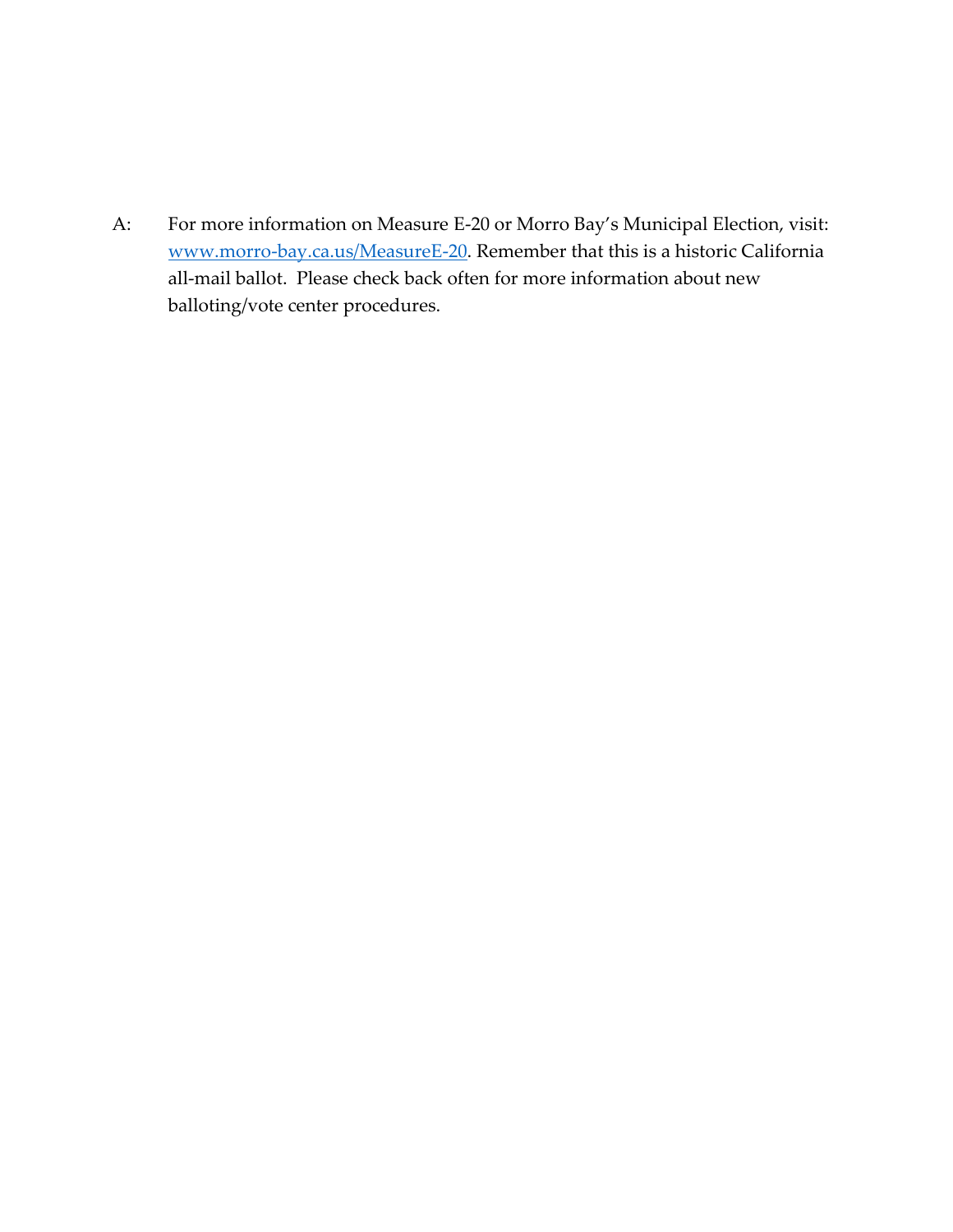A: For more information on Measure E-20 or Morro Bay's Municipal Election, visit: [www.morro-bay.ca.us/MeasureE-20](http://www.morro-bay.ca.us/MeasureE-20). Remember that this is a historic California all-mail ballot. Please check back often for more information about new balloting/vote center procedures.